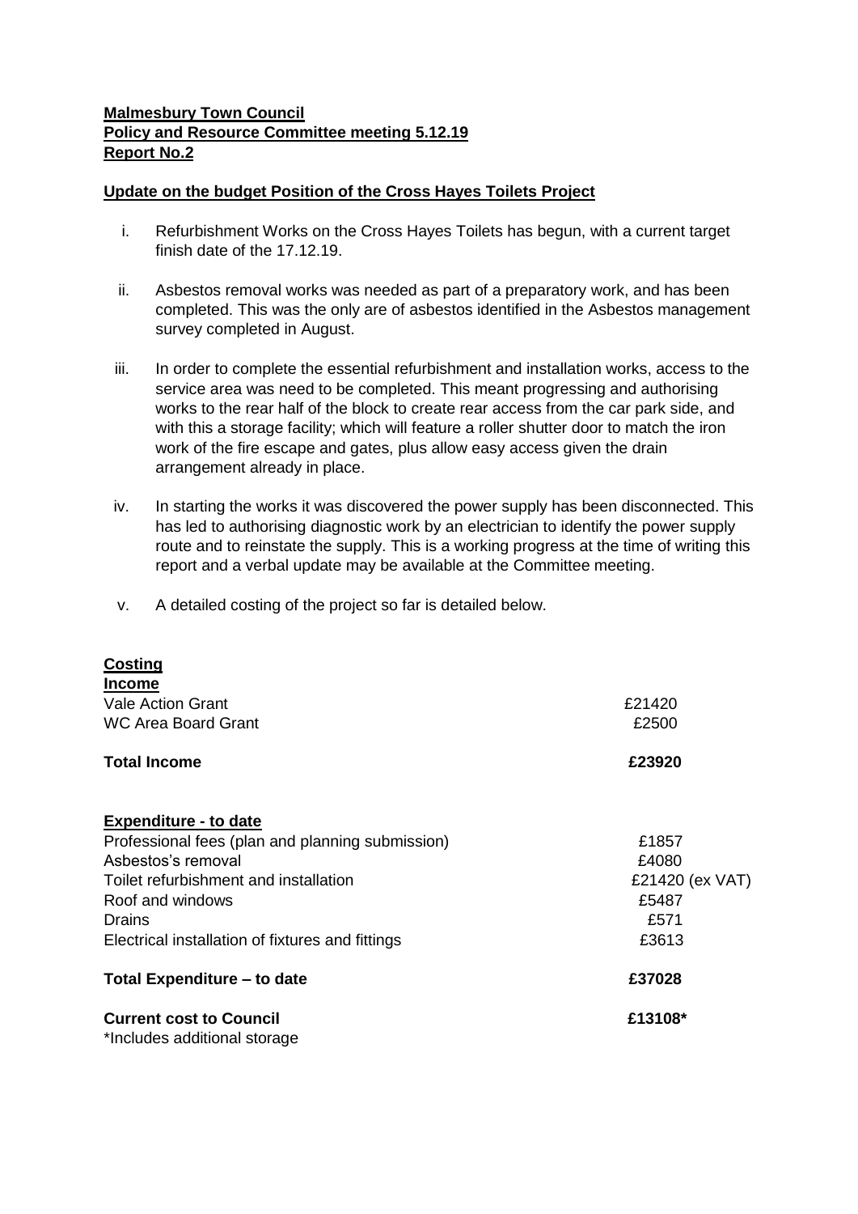**Malmesbury Town Council**
**Policy and Resource Committee meeting 5.12.19**
**Report No.2**

**Update on the budget Position of the Cross Hayes Toilets Project**

i. Refurbishment Works on the Cross Hayes Toilets has begun, with a current target finish date of the 17.12.19.

ii. Asbestos removal works was needed as part of a preparatory work, and has been completed. This was the only are of asbestos identified in the Asbestos management survey completed in August.

iii. In order to complete the essential refurbishment and installation works, access to the service area was need to be completed. This meant progressing and authorising works to the rear half of the block to create rear access from the car park side, and with this a storage facility; which will feature a roller shutter door to match the iron work of the fire escape and gates, plus allow easy access given the drain arrangement already in place.

iv. In starting the works it was discovered the power supply has been disconnected. This has led to authorising diagnostic work by an electrician to identify the power supply route and to reinstate the supply. This is a working progress at the time of writing this report and a verbal update may be available at the Committee meeting.

v. A detailed costing of the project so far is detailed below.

**Costing**

| **Income** | |
|---|---|
| Vale Action Grant | £21420 |
| WC Area Board Grant | £2500 |
| **Total Income** | **£23920** |
| | |
| **Expenditure - to date** | |
| Professional fees (plan and planning submission) | £1857 |
| Asbestos's removal | £4080 |
| Toilet refurbishment and installation | £21420 (ex VAT) |
| Roof and windows | £5487 |
| Drains | £571 |
| Electrical installation of fixtures and fittings | £3613 |
| **Total Expenditure – to date** | **£37028** |
| | |
| **Current cost to Council** | **£13108*** |

*Includes additional storage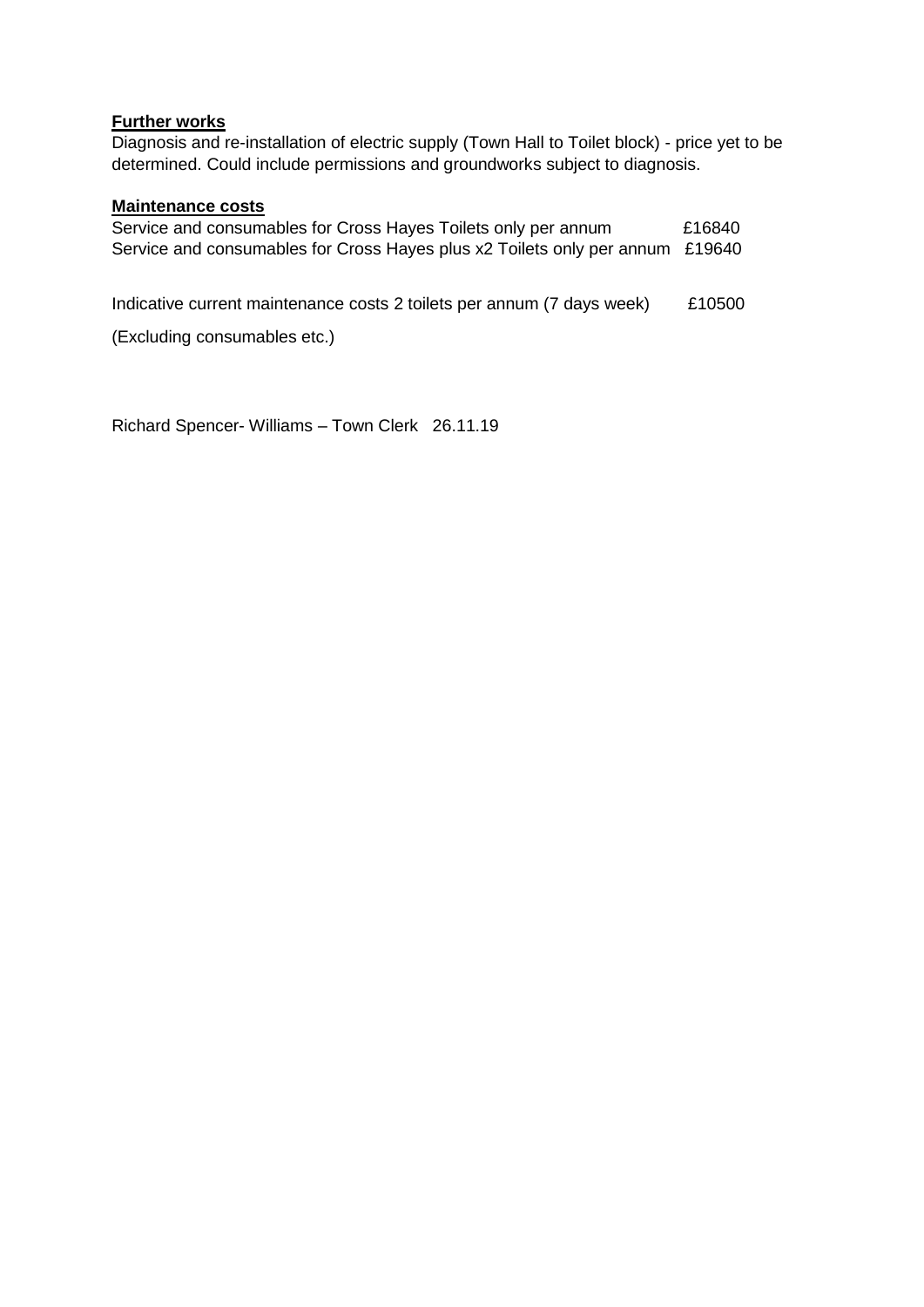**Further works**

Diagnosis and re-installation of electric supply (Town Hall to Toilet block) - price yet to be determined. Could include permissions and groundworks subject to diagnosis.

**Maintenance costs**

| | |
|---|---|
| Service and consumables for Cross Hayes Toilets only per annum | £16840 |
| Service and consumables for Cross Hayes plus x2 Toilets only per annum | £19640 |

| | |
|---|---|
| Indicative current maintenance costs 2 toilets per annum (7 days week) | £10500 |

(Excluding consumables etc.)

Richard Spencer- Williams – Town Clerk 26.11.19